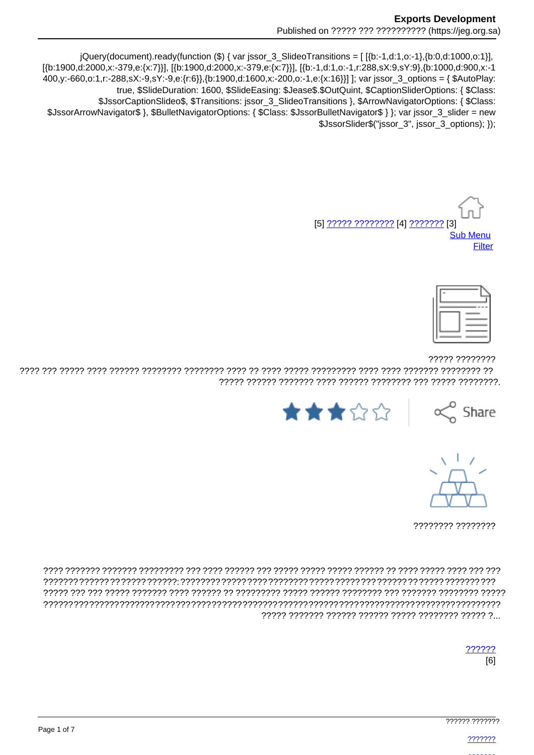jQuery(document).ready(function ($) { var jssor_3_SlideoTransitions = [ [{b:-1,d:1,o:-1},{b:0,d:1000,o:1}], [{b:1900,d:2000,x:-379,e:{x:7}}], [{b:1900,d:2000,x:-379,e:{x:7}}], [{b:-1,d:1,o:-1,r:288,sX:9,sY:9},{b:1000,d:900,x:-1400,y:-660,o:1,r:-288,sX:-9,sY:-9,e:{r:6}},{b:1900,d:1600,x:-200,o:-1,e:{x:16}}] ]; var jssor_3_options = { $AutoPlay: true, $SlideDuration: 1600, $SlideEasing: $Jease$.$OutQuint, $CaptionSliderOptions: { $Class: $JssorCaptionSlideo$, $Transitions: jssor_3_SlideoTransitions }, $ArrowNavigatorOptions: { $Class: $JssorArrowNavigator$ }, $BulletNavigatorOptions: { $Class: $JssorBulletNavigator$ } }; var jssor_3_slider = new $JssorSlider$("jssor_3", jssor_3_options); });

[5] ????? ???????? [4] ??????? [3]
Sub Menu
Filter

????? ????????
???? ??? ????? ???? ?????? ???????? ???????? ???? ?? ???? ????? ????????? ???? ???? ??????? ??????? ?? ????? ?????? ??????? ???? ?????? ???????? ??? ????? ????????.

Share

???????? ????????

???? ??????? ??????? ????????? ??? ???? ?????? ??? ????? ????? ????? ?????? ?? ???? ????? ???? ??? ??? ??????? ?????? ?? ????? ??????: ??????? ????? ???? ??????? ????? ????? ??? ?????? ?? ????? ?????? ??? ????? ??? ??? ????? ??????? ???? ?????? ?? ????????? ????? ?????? ???????? ??? ??????? ???????? ????? ?????????????????????????????????????????????????????????????????????????????????? ????? ??????? ?????? ?????? ????? ???????? ????? ?...

??????
[6]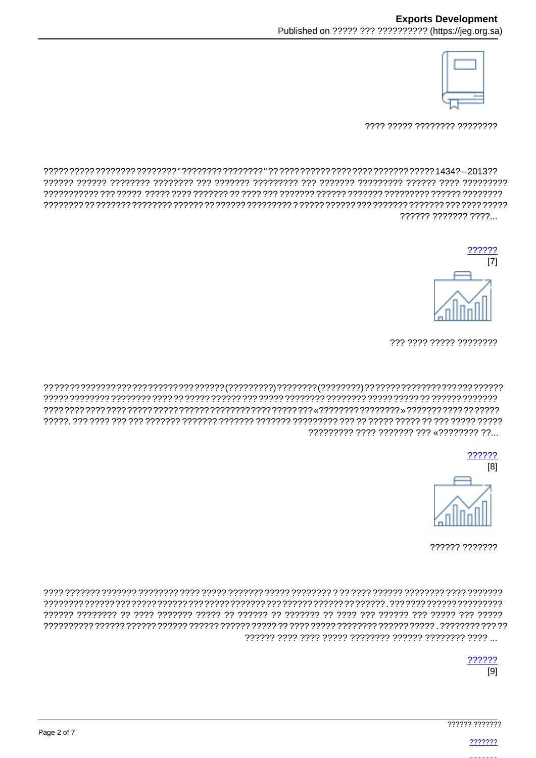???? ????? ???????? ????????

????? ????? ???????? ???????? "???????? ????????" ?? ???? ?????? ???? ???? ??????? ????? 1434? – 2013?? ?????? ?????? ???????? ???????? ??? ??????? ????????? ??? ??????? ????????? ?????? ???? ????????? ?????????? ??? ????? ????? ???? ??????? ?? ???? ??? ??????? ?????? ??????? ???????? ?????? ???????? ???????? ?? ??????? ???????? ?????? ?? ?????? ????????? ? ????? ?????? ??? ??????? ??????? ??? ???? ????? ?????? ??????? ????...

[??????](#) [7]

??? ???? ????? ????????

?????? ?? ??????? ??? ?????????? ??? ?????? (?????????) ???????? (????????) ??????? ??????? ??? ??? ?????? ????? ???????? ???????? ???? ?? ????? ?????? ??? ????? ???????? ???????? ????? ????? ?? ?????? ??????? ???? ???? ???? ???? ????? ????? ?????? ??????? ???? ????? ??? «??????? ????????» ??????? ???? ?? ????? ?????. ??? ???? ??? ??? ??????? ??????? ??????? ??????? ????????? ??? ?? ????? ????? ?? ??? ????? ????? ????????? ???? ??????? ??? «???????? ??...

[??????](#) [8]

?????? ???????

???? ??????? ??????? ???????? ???? ????? ??????? ????? ???????? ? ?? ???? ?????? ???????? ???? ??????? ??????? ?????? ??? ????? ?????? ??? ????? ?????? ??? ?????? ?????? ?? ??????. ??? ??? ?????? ????????? ?????? ???????? ?? ???? ??????? ????? ?? ?????? ?? ??????? ?? ???? ??? ?????? ??? ????? ??? ????? ?????????? ?????? ?????? ?????? ?????? ?????? ????? ?? ???? ????? ???????? ?????? ?????. ???????? ??? ?? ?????? ???? ???? ????? ???????? ?????? ???????? ???? ...

[??????](#) [9]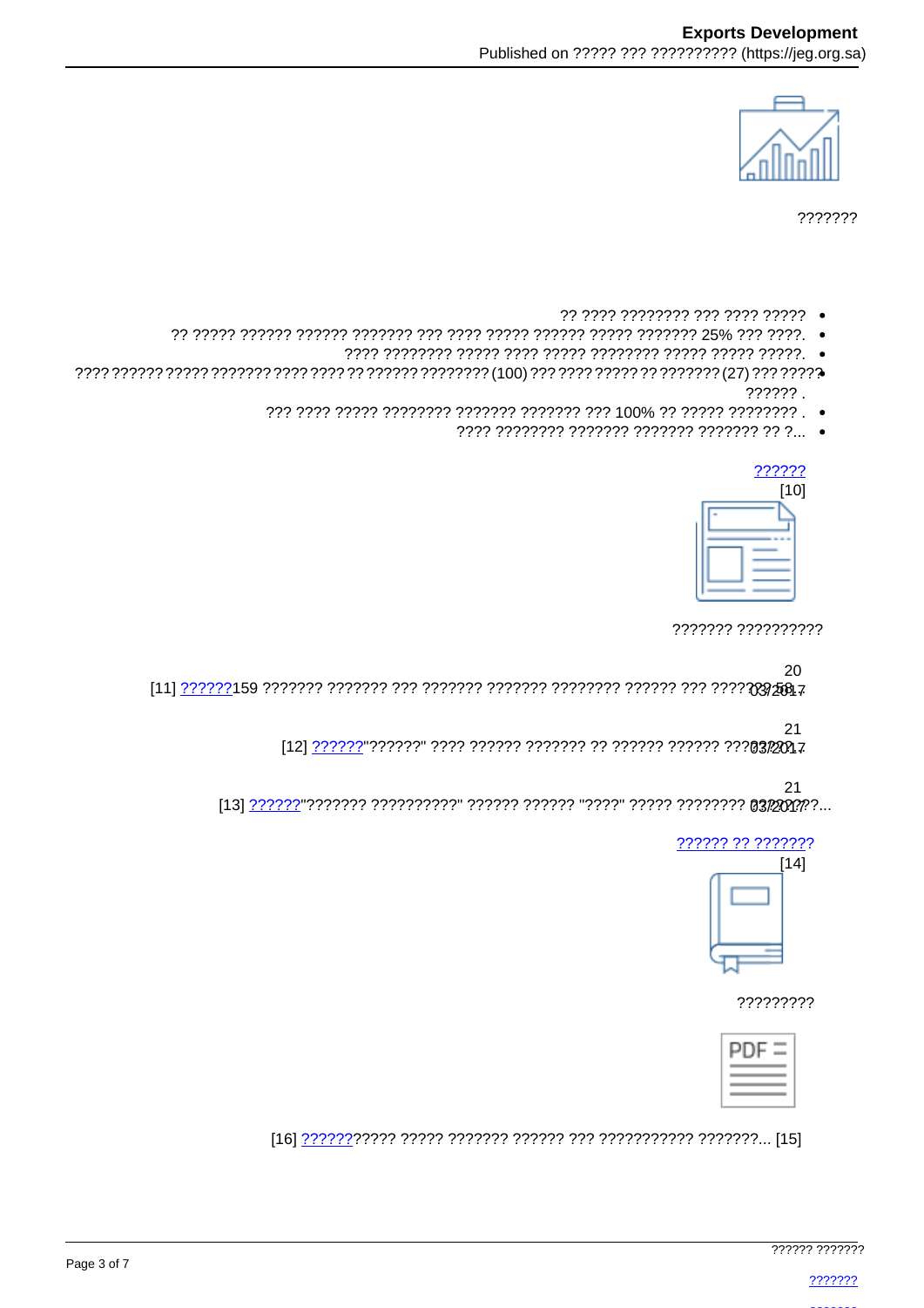???????

- ?? ???? ???????? ??? ???? ?????
- ?? ????? ?????? ?????? ??????? ??? ???? ????? ?????? ????? ??????? 25% ??? ????.
- ???? ???????? ????? ???? ????? ???????? ????? ????? ?????.
- ???? ?????? ????? ??????? ???? ???? ?? ?????? ???????? (100) ??? ???? ????? ?? ??????? (27) ??? ????? ?????? .
- ??? ???? ????? ???????? ??????? ??????? ??? 100% ?? ????? ???????? .
- ???? ???????? ??????? ??????? ??????? ?? ?...

?????? [10]

??????? ??????????

[11] ??????159 ??????? ??????? ??? ??????? ??????? ???????? ?????? ??? ???????58... 20 03/2017

[12] ??????"??????" ???? ?????? ??????? ?? ?????? ?????? ??????? 21 03/2017

[13] ??????"??????? ??????????" ?????? ?????? "????" ????? ???????? ???????... 21 03/2017

?????? ?? ??????? [14]

?????????

[16] ?????????? ????? ??????? ?????? ??? ??????????? ???????... [15]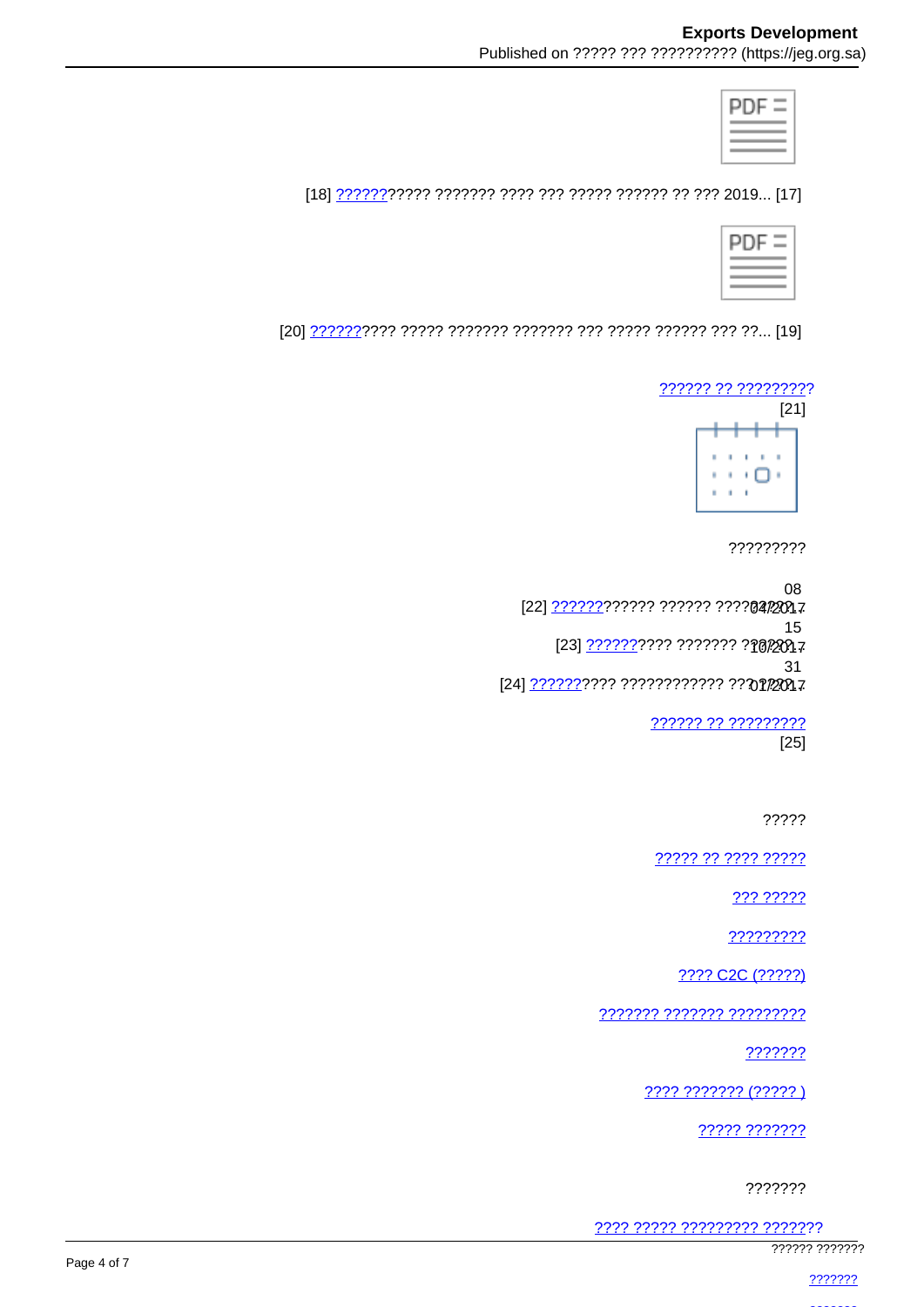[18] ????????????? ??????? ???? ??? ????? ?????? ?? ??? 2019... [17]

[20] ?????????? ????? ??????? ??????? ??? ????? ?????? ??? ??... [19]

?????? ?? ?????????
[21]

?????????

08
[22] ????????????? ?????? ????04/2017

15
[23] ?????????? ??????? ??10/2017

31
[24] ?????????? ???????????? ???01/2017

?????? ?? ?????????
[25]

?????

????? ?? ???? ?????

??? ?????

?????????

???? C2C (?????)

??????? ??????? ?????????

???????

???? ??????? (????? )

????? ???????

???????

???? ????? ????????? ???????

?????? ???????

???????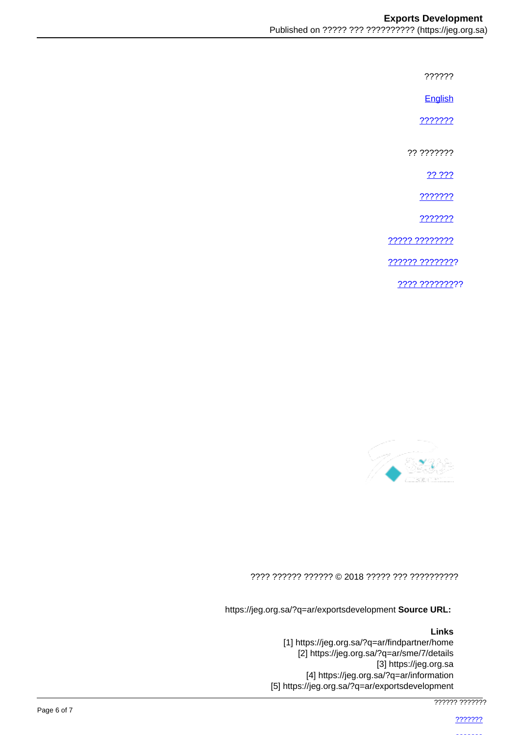??????

English

???????

?? ???????

?? ???

???????

???????

????? ????????

?????? ????????

???? ?????????

???? ?????? ?????? © 2018 ????? ??? ??????????

https://jeg.org.sa/?q=ar/exportsdevelopment **Source URL:**

**Links**

[1] https://jeg.org.sa/?q=ar/findpartner/home
[2] https://jeg.org.sa/?q=ar/sme/7/details
[3] https://jeg.org.sa
[4] https://jeg.org.sa/?q=ar/information
[5] https://jeg.org.sa/?q=ar/exportsdevelopment

?????? ???????

???????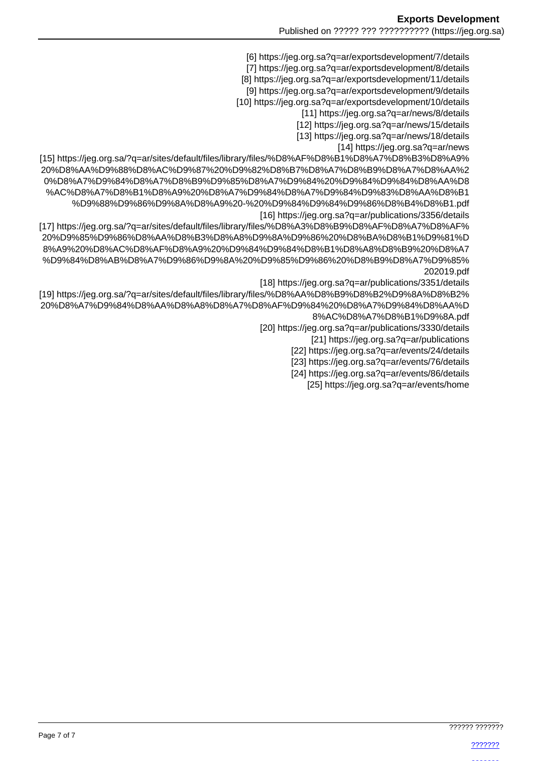[6] https://jeg.org.sa?q=ar/exportsdevelopment/7/details
[7] https://jeg.org.sa?q=ar/exportsdevelopment/8/details
[8] https://jeg.org.sa?q=ar/exportsdevelopment/11/details
[9] https://jeg.org.sa?q=ar/exportsdevelopment/9/details
[10] https://jeg.org.sa?q=ar/exportsdevelopment/10/details
[11] https://jeg.org.sa?q=ar/news/8/details
[12] https://jeg.org.sa?q=ar/news/15/details
[13] https://jeg.org.sa?q=ar/news/18/details
[14] https://jeg.org.sa?q=ar/news
[15] https://jeg.org.sa/?q=ar/sites/default/files/library/files/%D8%AF%D8%B1%D8%A7%D8%B3%D8%A9%20%D8%AA%D9%88%D8%AC%D9%87%20%D9%82%D8%B7%D8%A7%D8%B9%D8%A7%D8%AA%20%D8%A7%D9%84%D8%A7%D8%B9%D9%85%D8%A7%D9%84%20%D9%84%D9%84%D8%AA%D8%AC%D8%A7%D8%B1%D8%A9%20%D8%A7%D9%84%D8%A7%D9%84%D9%83%D8%AA%D8%B1%D9%88%D9%86%D9%8A%D8%A9%20-%20%D9%84%D9%84%D9%86%D8%B4%D8%B1.pdf
[16] https://jeg.org.sa?q=ar/publications/3356/details
[17] https://jeg.org.sa/?q=ar/sites/default/files/library/files/%D8%A3%D8%B9%D8%AF%D8%A7%D8%AF%20%D9%85%D9%86%D8%AA%D8%B3%D8%A8%D9%8A%D9%86%20%D8%BA%D8%B1%D9%81%D8%A9%20%D8%AC%D8%AF%D8%A9%20%D9%84%D9%84%D8%B1%D8%A8%D8%B9%20%D8%A7%D9%84%D8%AB%D8%A7%D9%86%D9%8A%20%D9%85%D9%86%20%D8%B9%D8%A7%D9%85%202019.pdf
[18] https://jeg.org.sa?q=ar/publications/3351/details
[19] https://jeg.org.sa/?q=ar/sites/default/files/library/files/%D8%AA%D8%B9%D8%B2%D9%8A%D8%B2%20%D8%A7%D9%84%D8%AA%D8%A8%D8%A7%D8%AF%D9%84%20%D8%A7%D9%84%D8%AA%D8%AC%D8%A7%D8%B1%D9%8A.pdf
[20] https://jeg.org.sa?q=ar/publications/3330/details
[21] https://jeg.org.sa?q=ar/publications
[22] https://jeg.org.sa?q=ar/events/24/details
[23] https://jeg.org.sa?q=ar/events/76/details
[24] https://jeg.org.sa?q=ar/events/86/details
[25] https://jeg.org.sa?q=ar/events/home